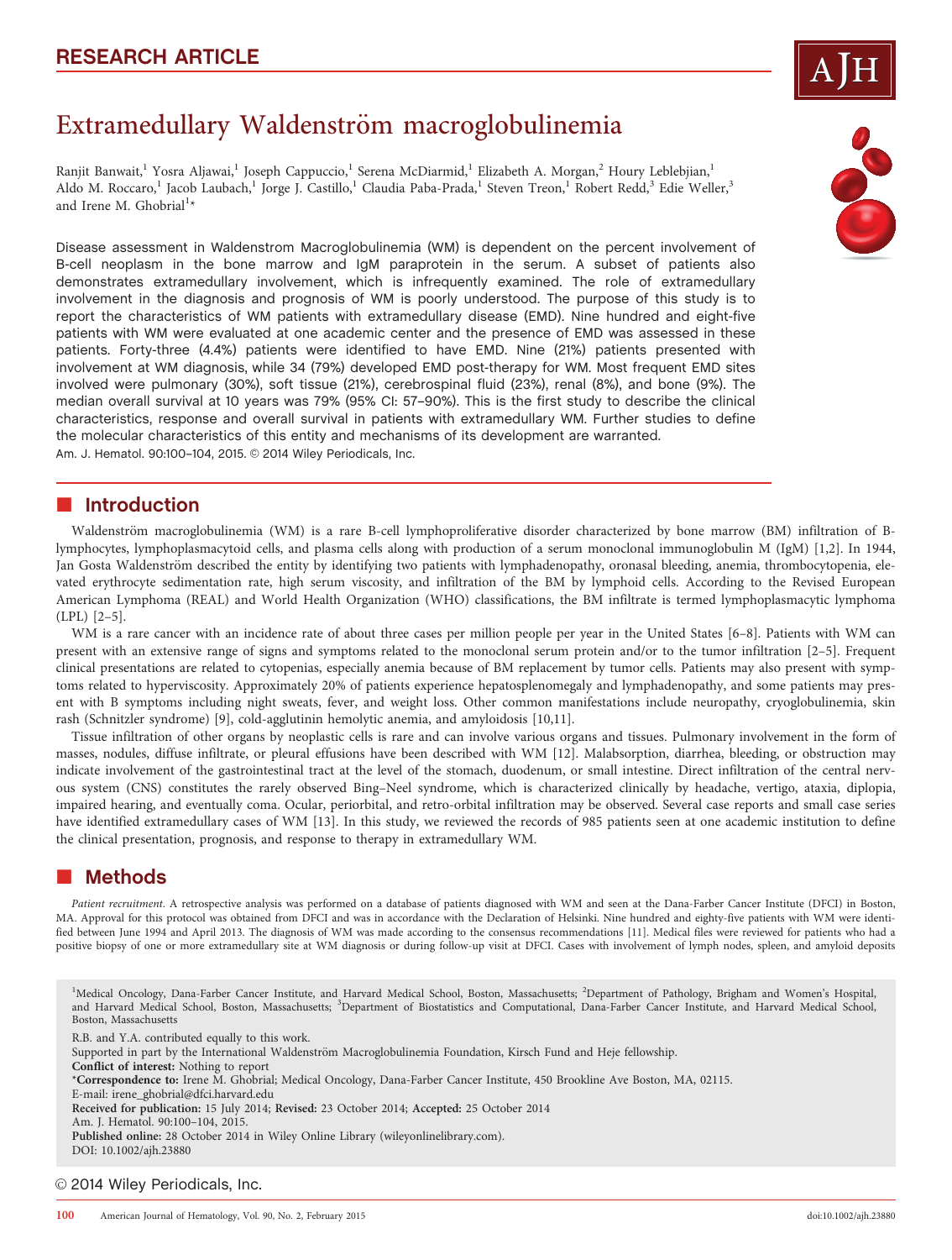RESEARCH ARTICLE

# Extramedullary Waldenström macroglobulinemia

Ranjit Banwait,[1] Yosra Aljawai,[1] Joseph Cappuccio,[1] Serena McDiarmid,[1] Elizabeth A. Morgan,[2] Houry Leblebjian,[1] Aldo M. Roccaro,[1] Jacob Laubach,[1] Jorge J. Castillo,[1] Claudia Paba-Prada,[1] Steven Treon,[1] Robert Redd,[3] Edie Weller,[3] and Irene M. Ghobrial[1]*

Disease assessment in Waldenstrom Macroglobulinemia (WM) is dependent on the percent involvement of B-cell neoplasm in the bone marrow and IgM paraprotein in the serum. A subset of patients also demonstrates extramedullary involvement, which is infrequently examined. The role of extramedullary involvement in the diagnosis and prognosis of WM is poorly understood. The purpose of this study is to report the characteristics of WM patients with extramedullary disease (EMD). Nine hundred and eight-five patients with WM were evaluated at one academic center and the presence of EMD was assessed in these patients. Forty-three (4.4%) patients were identified to have EMD. Nine (21%) patients presented with involvement at WM diagnosis, while 34 (79%) developed EMD post-therapy for WM. Most frequent EMD sites involved were pulmonary (30%), soft tissue (21%), cerebrospinal fluid (23%), renal (8%), and bone (9%). The median overall survival at 10 years was 79% (95% CI: 57–90%). This is the first study to describe the clinical characteristics, response and overall survival in patients with extramedullary WM. Further studies to define the molecular characteristics of this entity and mechanisms of its development are warranted.
Am. J. Hematol. 90:100–104, 2015. © 2014 Wiley Periodicals, Inc.

## Introduction

Waldenström macroglobulinemia (WM) is a rare B-cell lymphoproliferative disorder characterized by bone marrow (BM) infiltration of B-lymphocytes, lymphoplasmacytoid cells, and plasma cells along with production of a serum monoclonal immunoglobulin M (IgM) [1,2]. In 1944, Jan Gosta Waldenström described the entity by identifying two patients with lymphadenopathy, oronasal bleeding, anemia, thrombocytopenia, elevated erythrocyte sedimentation rate, high serum viscosity, and infiltration of the BM by lymphoid cells. According to the Revised European American Lymphoma (REAL) and World Health Organization (WHO) classifications, the BM infiltrate is termed lymphoplasmacytic lymphoma (LPL) [2–5].

WM is a rare cancer with an incidence rate of about three cases per million people per year in the United States [6–8]. Patients with WM can present with an extensive range of signs and symptoms related to the monoclonal serum protein and/or to the tumor infiltration [2–5]. Frequent clinical presentations are related to cytopenias, especially anemia because of BM replacement by tumor cells. Patients may also present with symptoms related to hyperviscosity. Approximately 20% of patients experience hepatosplenomegaly and lymphadenopathy, and some patients may present with B symptoms including night sweats, fever, and weight loss. Other common manifestations include neuropathy, cryoglobulinemia, skin rash (Schnitzler syndrome) [9], cold-agglutinin hemolytic anemia, and amyloidosis [10,11].

Tissue infiltration of other organs by neoplastic cells is rare and can involve various organs and tissues. Pulmonary involvement in the form of masses, nodules, diffuse infiltrate, or pleural effusions have been described with WM [12]. Malabsorption, diarrhea, bleeding, or obstruction may indicate involvement of the gastrointestinal tract at the level of the stomach, duodenum, or small intestine. Direct infiltration of the central nervous system (CNS) constitutes the rarely observed Bing–Neel syndrome, which is characterized clinically by headache, vertigo, ataxia, diplopia, impaired hearing, and eventually coma. Ocular, periorbital, and retro-orbital infiltration may be observed. Several case reports and small case series have identified extramedullary cases of WM [13]. In this study, we reviewed the records of 985 patients seen at one academic institution to define the clinical presentation, prognosis, and response to therapy in extramedullary WM.

## Methods

*Patient recruitment*. A retrospective analysis was performed on a database of patients diagnosed with WM and seen at the Dana-Farber Cancer Institute (DFCI) in Boston, MA. Approval for this protocol was obtained from DFCI and was in accordance with the Declaration of Helsinki. Nine hundred and eighty-five patients with WM were identified between June 1994 and April 2013. The diagnosis of WM was made according to the consensus recommendations [11]. Medical files were reviewed for patients who had a positive biopsy of one or more extramedullary site at WM diagnosis or during follow-up visit at DFCI. Cases with involvement of lymph nodes, spleen, and amyloid deposits

[1]Medical Oncology, Dana-Farber Cancer Institute, and Harvard Medical School, Boston, Massachusetts; [2]Department of Pathology, Brigham and Women's Hospital, and Harvard Medical School, Boston, Massachusetts; [3]Department of Biostatistics and Computational, Dana-Farber Cancer Institute, and Harvard Medical School, Boston, Massachusetts

R.B. and Y.A. contributed equally to this work.
Supported in part by the International Waldenström Macroglobulinemia Foundation, Kirsch Fund and Heje fellowship.
**Conflict of interest:** Nothing to report
*Correspondence to: Irene M. Ghobrial; Medical Oncology, Dana-Farber Cancer Institute, 450 Brookline Ave Boston, MA, 02115.
E-mail: irene_ghobrial@dfci.harvard.edu
**Received for publication:** 15 July 2014; **Revised:** 23 October 2014; **Accepted:** 25 October 2014
Am. J. Hematol. 90:100–104, 2015.
**Published online:** 28 October 2014 in Wiley Online Library (wileyonlinelibrary.com).
DOI: 10.1002/ajh.23880

© 2014 Wiley Periodicals, Inc.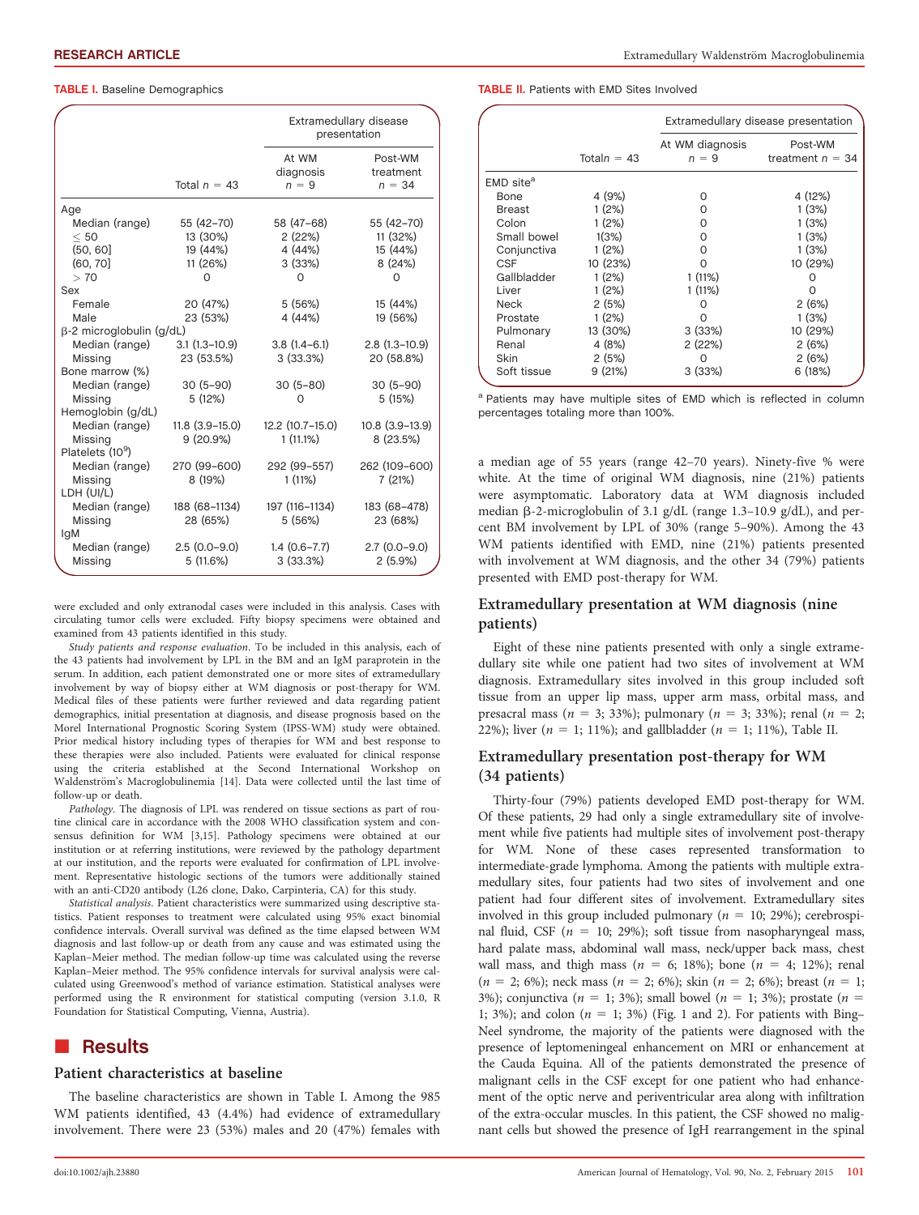TABLE I. Baseline Demographics

| | Total $n = 43$ | Extramedullary disease presentation | |
|---|---|---|---|
| | | At WM diagnosis $n = 9$ | Post-WM treatment $n = 34$ |
| Age | | | |
| Median (range) | 55 (42–70) | 58 (47–68) | 55 (42–70) |
| ≤ 50 | 13 (30%) | 2 (22%) | 11 (32%) |
| (50, 60] | 19 (44%) | 4 (44%) | 15 (44%) |
| (60, 70] | 11 (26%) | 3 (33%) | 8 (24%) |
| > 70 | 0 | 0 | 0 |
| Sex | | | |
| Female | 20 (47%) | 5 (56%) | 15 (44%) |
| Male | 23 (53%) | 4 (44%) | 19 (56%) |
| β-2 microglobulin (g/dL) | | | |
| Median (range) | 3.1 (1.3–10.9) | 3.8 (1.4–6.1) | 2.8 (1.3–10.9) |
| Missing | 23 (53.5%) | 3 (33.3%) | 20 (58.8%) |
| Bone marrow (%) | | | |
| Median (range) | 30 (5–90) | 30 (5–80) | 30 (5–90) |
| Missing | 5 (12%) | 0 | 5 (15%) |
| Hemoglobin (g/dL) | | | |
| Median (range) | 11.8 (3.9–15.0) | 12.2 (10.7–15.0) | 10.8 (3.9–13.9) |
| Missing | 9 (20.9%) | 1 (11.1%) | 8 (23.5%) |
| Platelets ($10^9$) | | | |
| Median (range) | 270 (99–600) | 292 (99–557) | 262 (109–600) |
| Missing | 8 (19%) | 1 (11%) | 7 (21%) |
| LDH (UI/L) | | | |
| Median (range) | 188 (68–1134) | 197 (116–1134) | 183 (68–478) |
| Missing | 28 (65%) | 5 (56%) | 23 (68%) |
| IgM | | | |
| Median (range) | 2.5 (0.0–9.0) | 1.4 (0.6–7.7) | 2.7 (0.0–9.0) |
| Missing | 5 (11.6%) | 3 (33.3%) | 2 (5.9%) |

were excluded and only extranodal cases were included in this analysis. Cases with circulating tumor cells were excluded. Fifty biopsy specimens were obtained and examined from 43 patients identified in this study.

*Study patients and response evaluation*. To be included in this analysis, each of the 43 patients had involvement by LPL in the BM and an IgM paraprotein in the serum. In addition, each patient demonstrated one or more sites of extramedullary involvement by way of biopsy either at WM diagnosis or post-therapy for WM. Medical files of these patients were further reviewed and data regarding patient demographics, initial presentation at diagnosis, and disease prognosis based on the Morel International Prognostic Scoring System (IPSS-WM) study were obtained. Prior medical history including types of therapies for WM and best response to these therapies were also included. Patients were evaluated for clinical response using the criteria established at the Second International Workshop on Waldenström's Macroglobulinemia [14]. Data were collected until the last time of follow-up or death.

*Pathology*. The diagnosis of LPL was rendered on tissue sections as part of routine clinical care in accordance with the 2008 WHO classification system and consensus definition for WM [3,15]. Pathology specimens were obtained at our institution or at referring institutions, were reviewed by the pathology department at our institution, and the reports were evaluated for confirmation of LPL involvement. Representative histologic sections of the tumors were additionally stained with an anti-CD20 antibody (L26 clone, Dako, Carpinteria, CA) for this study.

*Statistical analysis*. Patient characteristics were summarized using descriptive statistics. Patient responses to treatment were calculated using 95% exact binomial confidence intervals. Overall survival was defined as the time elapsed between WM diagnosis and last follow-up or death from any cause and was estimated using the Kaplan–Meier method. The median follow-up time was calculated using the reverse Kaplan–Meier method. The 95% confidence intervals for survival analysis were calculated using Greenwood's method of variance estimation. Statistical analyses were performed using the R environment for statistical computing (version 3.1.0, R Foundation for Statistical Computing, Vienna, Austria).

## Results

### Patient characteristics at baseline

The baseline characteristics are shown in Table I. Among the 985 WM patients identified, 43 (4.4%) had evidence of extramedullary involvement. There were 23 (53%) males and 20 (47%) females with a median age of 55 years (range 42–70 years). Ninety-five % were white. At the time of original WM diagnosis, nine (21%) patients were asymptomatic. Laboratory data at WM diagnosis included median β-2-microglobulin of 3.1 g/dL (range 1.3–10.9 g/dL), and percent BM involvement by LPL of 30% (range 5–90%). Among the 43 WM patients identified with EMD, nine (21%) patients presented with involvement at WM diagnosis, and the other 34 (79%) patients presented with EMD post-therapy for WM.

TABLE II. Patients with EMD Sites Involved

| | Total $n = 43$ | Extramedullary disease presentation | |
|---|---|---|---|
| | | At WM diagnosis $n = 9$ | Post-WM treatment $n = 34$ |
| EMD site[a] | | | |
| Bone | 4 (9%) | 0 | 4 (12%) |
| Breast | 1 (2%) | 0 | 1 (3%) |
| Colon | 1 (2%) | 0 | 1 (3%) |
| Small bowel | 1(3%) | 0 | 1 (3%) |
| Conjunctiva | 1 (2%) | 0 | 1 (3%) |
| CSF | 10 (23%) | 0 | 10 (29%) |
| Gallbladder | 1 (2%) | 1 (11%) | 0 |
| Liver | 1 (2%) | 1 (11%) | 0 |
| Neck | 2 (5%) | 0 | 2 (6%) |
| Prostate | 1 (2%) | 0 | 1 (3%) |
| Pulmonary | 13 (30%) | 3 (33%) | 10 (29%) |
| Renal | 4 (8%) | 2 (22%) | 2 (6%) |
| Skin | 2 (5%) | 0 | 2 (6%) |
| Soft tissue | 9 (21%) | 3 (33%) | 6 (18%) |

[a] Patients may have multiple sites of EMD which is reflected in column percentages totaling more than 100%.

### Extramedullary presentation at WM diagnosis (nine patients)

Eight of these nine patients presented with only a single extramedullary site while one patient had two sites of involvement at WM diagnosis. Extramedullary sites involved in this group included soft tissue from an upper lip mass, upper arm mass, orbital mass, and presacral mass ($n = 3$; 33%); pulmonary ($n = 3$; 33%); renal ($n = 2$; 22%); liver ($n = 1$; 11%); and gallbladder ($n = 1$; 11%), Table II.

### Extramedullary presentation post-therapy for WM (34 patients)

Thirty-four (79%) patients developed EMD post-therapy for WM. Of these patients, 29 had only a single extramedullary site of involvement while five patients had multiple sites of involvement post-therapy for WM. None of these cases represented transformation to intermediate-grade lymphoma. Among the patients with multiple extramedullary sites, four patients had two sites of involvement and one patient had four different sites of involvement. Extramedullary sites involved in this group included pulmonary ($n = 10$; 29%); cerebrospinal fluid, CSF ($n = 10$; 29%); soft tissue from nasopharyngeal mass, hard palate mass, abdominal wall mass, neck/upper back mass, chest wall mass, and thigh mass ($n = 6$; 18%); bone ($n = 4$; 12%); renal ($n = 2$; 6%); neck mass ($n = 2$; 6%); skin ($n = 2$; 6%); breast ($n = 1$; 3%); conjunctiva ($n = 1$; 3%); small bowel ($n = 1$; 3%); prostate ($n = 1$; 3%); and colon ($n = 1$; 3%) (Fig. 1 and 2). For patients with Bing–Neel syndrome, the majority of the patients were diagnosed with the presence of leptomeningeal enhancement on MRI or enhancement at the Cauda Equina. All of the patients demonstrated the presence of malignant cells in the CSF except for one patient who had enhancement of the optic nerve and periventricular area along with infiltration of the extra-occular muscles. In this patient, the CSF showed no malignant cells but showed the presence of IgH rearrangement in the spinal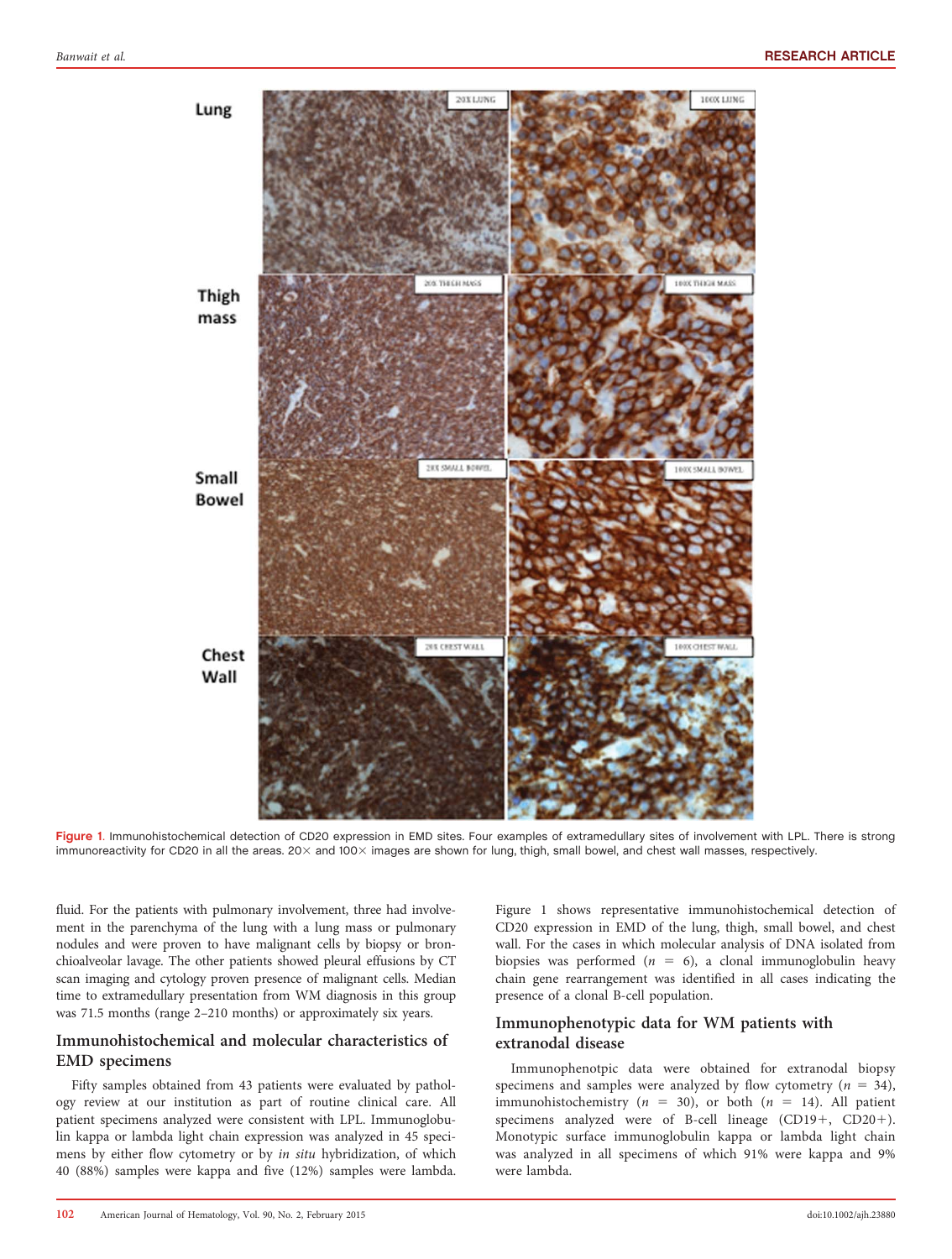Figure 1. Immunohistochemical detection of CD20 expression in EMD sites. Four examples of extramedullary sites of involvement with LPL. There is strong immunoreactivity for CD20 in all the areas. 20× and 100× images are shown for lung, thigh, small bowel, and chest wall masses, respectively.

fluid. For the patients with pulmonary involvement, three had involvement in the parenchyma of the lung with a lung mass or pulmonary nodules and were proven to have malignant cells by biopsy or bronchioalveolar lavage. The other patients showed pleural effusions by CT scan imaging and cytology proven presence of malignant cells. Median time to extramedullary presentation from WM diagnosis in this group was 71.5 months (range 2–210 months) or approximately six years.

## Immunohistochemical and molecular characteristics of EMD specimens

Fifty samples obtained from 43 patients were evaluated by pathology review at our institution as part of routine clinical care. All patient specimens analyzed were consistent with LPL. Immunoglobulin kappa or lambda light chain expression was analyzed in 45 specimens by either flow cytometry or by *in situ* hybridization, of which 40 (88%) samples were kappa and five (12%) samples were lambda.

Figure 1 shows representative immunohistochemical detection of CD20 expression in EMD of the lung, thigh, small bowel, and chest wall. For the cases in which molecular analysis of DNA isolated from biopsies was performed ($n = 6$), a clonal immunoglobulin heavy chain gene rearrangement was identified in all cases indicating the presence of a clonal B-cell population.

## Immunophenotypic data for WM patients with extranodal disease

Immunophenotpic data were obtained for extranodal biopsy specimens and samples were analyzed by flow cytometry ($n = 34$), immunohistochemistry ($n = 30$), or both ($n = 14$). All patient specimens analyzed were of B-cell lineage (CD19+, CD20+). Monotypic surface immunoglobulin kappa or lambda light chain was analyzed in all specimens of which 91% were kappa and 9% were lambda.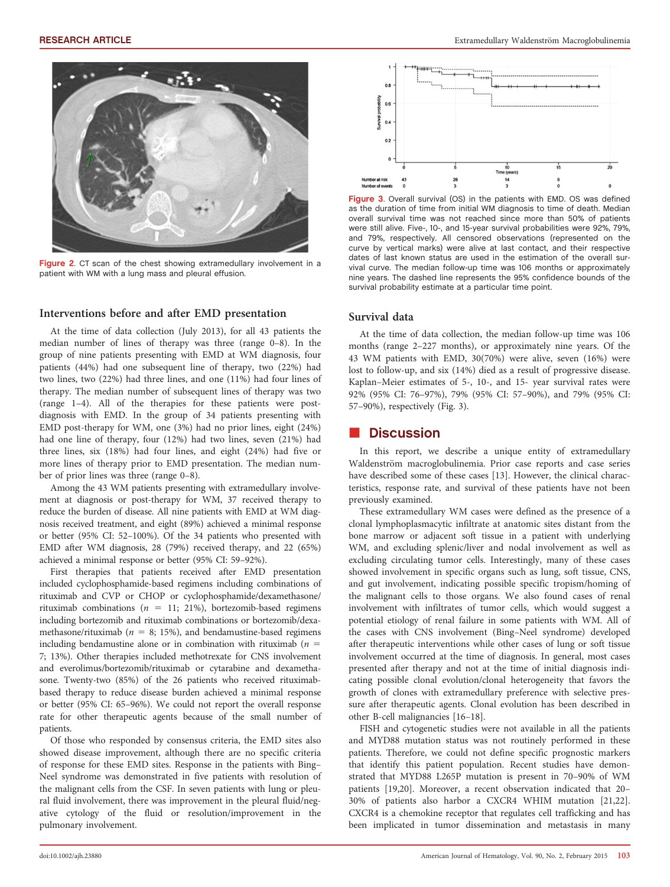Figure 2. CT scan of the chest showing extramedullary involvement in a patient with WM with a lung mass and pleural effusion.

### Interventions before and after EMD presentation

At the time of data collection (July 2013), for all 43 patients the median number of lines of therapy was three (range 0–8). In the group of nine patients presenting with EMD at WM diagnosis, four patients (44%) had one subsequent line of therapy, two (22%) had two lines, two (22%) had three lines, and one (11%) had four lines of therapy. The median number of subsequent lines of therapy was two (range 1–4). All of the therapies for these patients were post-diagnosis with EMD. In the group of 34 patients presenting with EMD post-therapy for WM, one (3%) had no prior lines, eight (24%) had one line of therapy, four (12%) had two lines, seven (21%) had three lines, six (18%) had four lines, and eight (24%) had five or more lines of therapy prior to EMD presentation. The median number of prior lines was three (range 0–8).

Among the 43 WM patients presenting with extramedullary involvement at diagnosis or post-therapy for WM, 37 received therapy to reduce the burden of disease. All nine patients with EMD at WM diagnosis received treatment, and eight (89%) achieved a minimal response or better (95% CI: 52–100%). Of the 34 patients who presented with EMD after WM diagnosis, 28 (79%) received therapy, and 22 (65%) achieved a minimal response or better (95% CI: 59–92%).

First therapies that patients received after EMD presentation included cyclophosphamide-based regimens including combinations of rituximab and CVP or CHOP or cyclophosphamide/dexamethasone/rituximab combinations ($n$ = 11; 21%), bortezomib-based regimens including bortezomib and rituximab combinations or bortezomib/dexamethasone/rituximab ($n$ = 8; 15%), and bendamustine-based regimens including bendamustine alone or in combination with rituximab ($n$ = 7; 13%). Other therapies included methotrexate for CNS involvement and everolimus/bortezomib/rituximab or cytarabine and dexamethasone. Twenty-two (85%) of the 26 patients who received rituximab-based therapy to reduce disease burden achieved a minimal response or better (95% CI: 65–96%). We could not report the overall response rate for other therapeutic agents because of the small number of patients.

Of those who responded by consensus criteria, the EMD sites also showed disease improvement, although there are no specific criteria of response for these EMD sites. Response in the patients with Bing–Neel syndrome was demonstrated in five patients with resolution of the malignant cells from the CSF. In seven patients with lung or pleural fluid involvement, there was improvement in the pleural fluid/negative cytology of the fluid or resolution/improvement in the pulmonary involvement.

Figure 3. Overall survival (OS) in the patients with EMD. OS was defined as the duration of time from initial WM diagnosis to time of death. Median overall survival time was not reached since more than 50% of patients were still alive. Five-, 10-, and 15-year survival probabilities were 92%, 79%, and 79%, respectively. All censored observations (represented on the curve by vertical marks) were alive at last contact, and their respective dates of last known status are used in the estimation of the overall survival curve. The median follow-up time was 106 months or approximately nine years. The dashed line represents the 95% confidence bounds of the survival probability estimate at a particular time point.

### Survival data

At the time of data collection, the median follow-up time was 106 months (range 2–227 months), or approximately nine years. Of the 43 WM patients with EMD, 30(70%) were alive, seven (16%) were lost to follow-up, and six (14%) died as a result of progressive disease. Kaplan–Meier estimates of 5-, 10-, and 15- year survival rates were 92% (95% CI: 76–97%), 79% (95% CI: 57–90%), and 79% (95% CI: 57–90%), respectively (Fig. 3).

## Discussion

In this report, we describe a unique entity of extramedullary Waldenström macroglobulinemia. Prior case reports and case series have described some of these cases [13]. However, the clinical characteristics, response rate, and survival of these patients have not been previously examined.

These extramedullary WM cases were defined as the presence of a clonal lymphoplasmacytic infiltrate at anatomic sites distant from the bone marrow or adjacent soft tissue in a patient with underlying WM, and excluding splenic/liver and nodal involvement as well as excluding circulating tumor cells. Interestingly, many of these cases showed involvement in specific organs such as lung, soft tissue, CNS, and gut involvement, indicating possible specific tropism/homing of the malignant cells to those organs. We also found cases of renal involvement with infiltrates of tumor cells, which would suggest a potential etiology of renal failure in some patients with WM. All of the cases with CNS involvement (Bing–Neel syndrome) developed after therapeutic interventions while other cases of lung or soft tissue involvement occurred at the time of diagnosis. In general, most cases presented after therapy and not at the time of initial diagnosis indicating possible clonal evolution/clonal heterogeneity that favors the growth of clones with extramedullary preference with selective pressure after therapeutic agents. Clonal evolution has been described in other B-cell malignancies [16–18].

FISH and cytogenetic studies were not available in all the patients and MYD88 mutation status was not routinely performed in these patients. Therefore, we could not define specific prognostic markers that identify this patient population. Recent studies have demonstrated that MYD88 L265P mutation is present in 70–90% of WM patients [19,20]. Moreover, a recent observation indicated that 20–30% of patients also harbor a CXCR4 WHIM mutation [21,22]. CXCR4 is a chemokine receptor that regulates cell trafficking and has been implicated in tumor dissemination and metastasis in many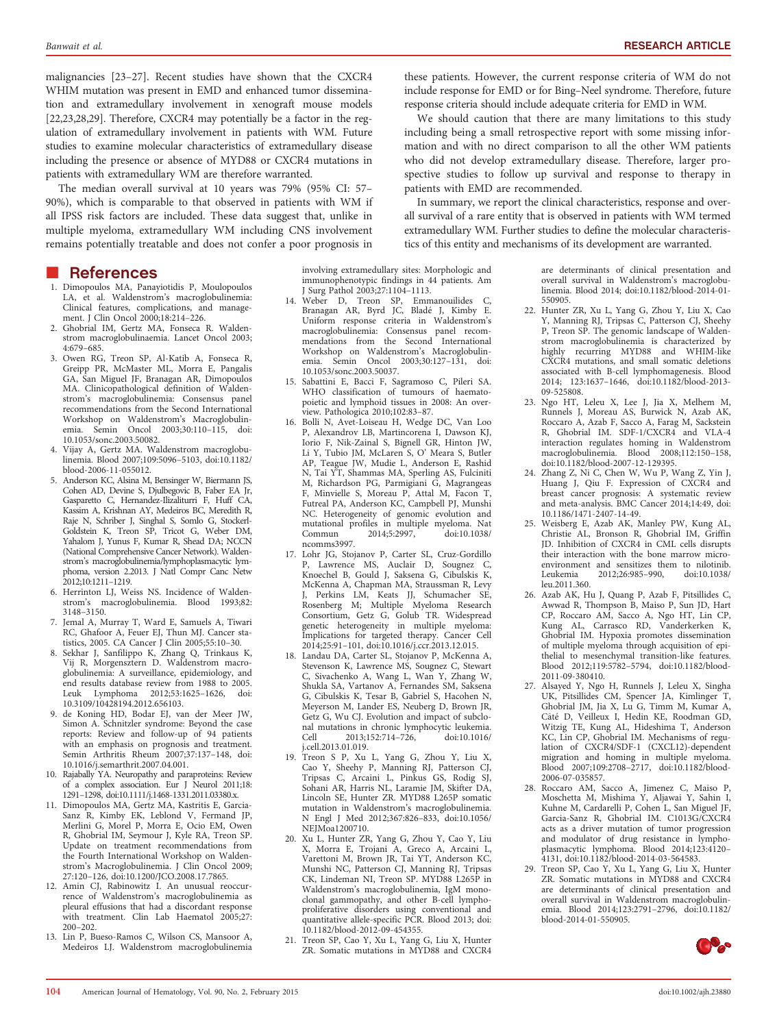malignancies [23–27]. Recent studies have shown that the CXCR4 WHIM mutation was present in EMD and enhanced tumor dissemination and extramedullary involvement in xenograft mouse models [22,23,28,29]. Therefore, CXCR4 may potentially be a factor in the regulation of extramedullary involvement in patients with WM. Future studies to examine molecular characteristics of extramedullary disease including the presence or absence of MYD88 or CXCR4 mutations in patients with extramedullary WM are therefore warranted.

The median overall survival at 10 years was 79% (95% CI: 57–90%), which is comparable to that observed in patients with WM if all IPSS risk factors are included. These data suggest that, unlike in multiple myeloma, extramedullary WM including CNS involvement remains potentially treatable and does not confer a poor prognosis in these patients. However, the current response criteria of WM do not include response for EMD or for Bing–Neel syndrome. Therefore, future response criteria should include adequate criteria for EMD in WM.

We should caution that there are many limitations to this study including being a small retrospective report with some missing information and with no direct comparison to all the other WM patients who did not develop extramedullary disease. Therefore, larger prospective studies to follow up survival and response to therapy in patients with EMD are recommended.

In summary, we report the clinical characteristics, response and overall survival of a rare entity that is observed in patients with WM termed extramedullary WM. Further studies to define the molecular characteristics of this entity and mechanisms of its development are warranted.

## References

1. Dimopoulos MA, Panayiotidis P, Moulopoulos LA, et al. Waldenstrom's macroglobulinemia: Clinical features, complications, and management. J Clin Oncol 2000;18:214–226.
2. Ghobrial IM, Gertz MA, Fonseca R. Waldenstrom macroglobulinaemia. Lancet Oncol 2003;4:679–685.
3. Owen RG, Treon SP, Al-Katib A, Fonseca R, Greipp PR, McMaster ML, Morra E, Pangalis GA, San Miguel JF, Branagan AR, Dimopoulos MA. Clinicopathological definition of Waldenstrom's macroglobulinemia: Consensus panel recommendations from the Second International Workshop on Waldenstrom's Macroglobulinemia. Semin Oncol 2003;30:110–115, doi: 10.1053/sonc.2003.50082.
4. Vijay A, Gertz MA. Waldenstrom macroglobulinemia. Blood 2007;109:5096–5103, doi:10.1182/blood-2006-11-055012.
5. Anderson KC, Alsina M, Bensinger W, Biermann JS, Cohen AD, Devine S, Djulbegovic B, Faber EA Jr, Gasparetto C, Hernandez-Illizaliturri F, Huff CA, Kassim A, Krishnan AY, Medeiros BC, Meredith R, Raje N, Schriber J, Singhal S, Somlo G, Stockerl-Goldstein K, Treon SP, Tricot G, Weber DM, Yahalom J, Yunus F, Kumar R, Shead DA; NCCN (National Comprehensive Cancer Network). Waldenstrom's macroglobulinemia/lymphoplasmacytic lymphoma, version 2.2013. J Natl Compr Canc Netw 2012;10:1211–1219.
6. Herrinton LJ, Weiss NS. Incidence of Waldenstrom's macroglobulinemia. Blood 1993;82:3148–3150.
7. Jemal A, Murray T, Ward E, Samuels A, Tiwari RC, Ghafoor A, Feuer EJ, Thun MJ. Cancer statistics, 2005. CA Cancer J Clin 2005;55:10–30.
8. Sekhar J, Sanfilippo K, Zhang Q, Trinkaus K, Vij R, Morgensztern D. Waldenstrom macroglobulinemia: A surveillance, epidemiology, and end results database review from 1988 to 2005. Leuk Lymphoma 2012;53:1625–1626, doi: 10.3109/10428194.2012.656103.
9. de Koning HD, Bodar EJ, van der Meer JW, Simon A. Schnitzler syndrome: Beyond the case reports: Review and follow-up of 94 patients with an emphasis on prognosis and treatment. Semin Arthritis Rheum 2007;37:137–148, doi: 10.1016/j.semarthrit.2007.04.001.
10. Rajabally YA. Neuropathy and paraproteins: Review of a complex association. Eur J Neurol 2011;18:1291–1298, doi:10.1111/j.1468-1331.2011.03380.x.
11. Dimopoulos MA, Gertz MA, Kastritis E, Garcia-Sanz R, Kimby EK, Leblond V, Fermand JP, Merlini G, Morel P, Morra E, Ocio EM, Owen R, Ghobrial IM, Seymour J, Kyle RA, Treon SP. Update on treatment recommendations from the Fourth International Workshop on Waldenstrom's Macroglobulinemia. J Clin Oncol 2009;27:120–126, doi:10.1200/JCO.2008.17.7865.
12. Amin CJ, Rabinowitz I. An unusual reoccurrence of Waldenstrom's macroglobulinemia as pleural effusions that had a discordant response with treatment. Clin Lab Haematol 2005;27:200–202.
13. Lin P, Bueso-Ramos C, Wilson CS, Mansoor A, Medeiros LJ. Waldenstrom macroglobulinemia involving extramedullary sites: Morphologic and immunophenotypic findings in 44 patients. Am J Surg Pathol 2003;27:1104–1113.
14. Weber D, Treon SP, Emmanouilides C, Branagan AR, Byrd JC, Bladé J, Kimby E. Uniform response criteria in Waldenstrom's macroglobulinemia: Consensus panel recommendations from the Second International Workshop on Waldenstrom's Macroglobulinemia. Semin Oncol 2003;30:127–131, doi: 10.1053/sonc.2003.50037.
15. Sabattini E, Bacci F, Sagramoso C, Pileri SA. WHO classification of tumours of haematopoietic and lymphoid tissues in 2008: An overview. Pathologica 2010;102:83–87.
16. Bolli N, Avet-Loiseau H, Wedge DC, Van Loo P, Alexandrov LB, Martincorena I, Dawson KJ, Iorio F, Nik-Zainal S, Bignell GR, Hinton JW, Li Y, Tubio JM, McLaren S, O' Meara S, Butler AP, Teague JW, Mudie L, Anderson E, Rashid N, Tai YT, Shammas MA, Sperling AS, Fulciniti M, Richardson PG, Parmigiani G, Magrangeas F, Minvielle S, Moreau P, Attal M, Facon T, Futreal PA, Anderson KC, Campbell PJ, Munshi NC. Heterogeneity of genomic evolution and mutational profiles in multiple myeloma. Nat Commun 2014;5:2997, doi:10.1038/ncomms3997.
17. Lohr JG, Stojanov P, Carter SL, Cruz-Gordillo P, Lawrence MS, Auclair D, Sougnez C, Knoechel B, Gould J, Saksena G, Cibulskis K, McKenna A, Chapman MA, Straussman R, Levy J, Perkins LM, Keats JJ, Schumacher SE, Rosenberg M; Multiple Myeloma Research Consortium, Getz G, Golub TR. Widespread genetic heterogeneity in multiple myeloma: Implications for targeted therapy. Cancer Cell 2014;25:91–101, doi:10.1016/j.ccr.2013.12.015.
18. Landau DA, Carter SL, Stojanov P, McKenna A, Stevenson K, Lawrence MS, Sougnez C, Stewart C, Sivachenko A, Wang L, Wan Y, Zhang W, Shukla SA, Vartanov A, Fernandes SM, Saksena G, Cibulskis K, Tesar B, Gabriel S, Hacohen N, Meyerson M, Lander ES, Neuberg D, Brown JR, Getz G, Wu CJ. Evolution and impact of subclonal mutations in chronic lymphocytic leukemia. Cell 2013;152:714–726, doi:10.1016/j.cell.2013.01.019.
19. Treon S P, Xu L, Yang G, Zhou Y, Liu X, Cao Y, Sheehy P, Manning RJ, Patterson CJ, Tripsas C, Arcaini L, Pinkus GS, Rodig SJ, Sohani AR, Harris NL, Laramie JM, Skifter DA, Lincoln SE, Hunter ZR. MYD88 L265P somatic mutation in Waldenstrom's macroglobulinemia. N Engl J Med 2012;367:826–833, doi:10.1056/NEJMoa1200710.
20. Xu L, Hunter ZR, Yang G, Zhou Y, Cao Y, Liu X, Morra E, Trojani A, Greco A, Arcaini L, Varettoni M, Brown JR, Tai YT, Anderson KC, Munshi NC, Patterson CJ, Manning RJ, Tripsas CK, Lindeman NI, Treon SP. MYD88 L265P in Waldenstrom's macroglobulinemia, IgM monoclonal gammopathy, and other B-cell lymphoproliferative disorders using conventional and quantitative allele-specific PCR. Blood 2013; doi: 10.1182/blood-2012-09-454355.
21. Treon SP, Cao Y, Xu L, Yang G, Liu X, Hunter ZR. Somatic mutations in MYD88 and CXCR4 are determinants of clinical presentation and overall survival in Waldenstrom's macroglobulinemia. Blood 2014; doi:10.1182/blood-2014-01-550905.
22. Hunter ZR, Xu L, Yang G, Zhou Y, Liu X, Cao Y, Manning RJ, Tripsas C, Patterson CJ, Sheehy P, Treon SP. The genomic landscape of Waldenstrom macroglobulinemia is characterized by highly recurring MYD88 and WHIM-like CXCR4 mutations, and small somatic deletions associated with B-cell lymphomagenesis. Blood 2014; 123:1637–1646, doi:10.1182/blood-2013-09-525808.
23. Ngo HT, Leleu X, Lee J, Jia X, Melhem M, Runnels J, Moreau AS, Burwick N, Azab AK, Roccaro A, Azab F, Sacco A, Farag M, Sackstein R, Ghobrial IM. SDF-1/CXCR4 and VLA-4 interaction regulates homing in Waldenstrom macroglobulinemia. Blood 2008;112:150–158, doi:10.1182/blood-2007-12-129395.
24. Zhang Z, Ni C, Chen W, Wu P, Wang Z, Yin J, Huang J, Qiu F. Expression of CXCR4 and breast cancer prognosis: A systematic review and meta-analysis. BMC Cancer 2014;14:49, doi: 10.1186/1471-2407-14-49.
25. Weisberg E, Azab AK, Manley PW, Kung AL, Christie AL, Bronson R, Ghobrial IM, Griffin JD. Inhibition of CXCR4 in CML cells disrupts their interaction with the bone marrow microenvironment and sensitizes them to nilotinib. Leukemia 2012;26:985–990, doi:10.1038/leu.2011.360.
26. Azab AK, Hu J, Quang P, Azab F, Pitsillides C, Awwad R, Thompson B, Maiso P, Sun JD, Hart CP, Roccaro AM, Sacco A, Ngo HT, Lin CP, Kung AL, Carrasco RD, Vanderkerken K, Ghobrial IM. Hypoxia promotes dissemination of multiple myeloma through acquisition of epithelial to mesenchymal transition-like features. Blood 2012;119:5782–5794, doi:10.1182/blood-2011-09-380410.
27. Alsayed Y, Ngo H, Runnels J, Leleu X, Singha UK, Pitsillides CM, Spencer JA, Kimlinger T, Ghobrial JM, Jia X, Lu G, Timm M, Kumar A, Côté D, Veilleux I, Hedin KE, Roodman GD, Witzig TE, Kung AL, Hideshima T, Anderson KC, Lin CP, Ghobrial IM. Mechanisms of regulation of CXCR4/SDF-1 (CXCL12)-dependent migration and homing in multiple myeloma. Blood 2007;109:2708–2717, doi:10.1182/blood-2006-07-035857.
28. Roccaro AM, Sacco A, Jimenez C, Maiso P, Moschetta M, Mishima Y, Aljawai Y, Sahin I, Kuhne M, Cardarelli P, Cohen L, San Miguel JF, Garcia-Sanz R, Ghobrial IM. C1013G/CXCR4 acts as a driver mutation of tumor progression and modulator of drug resistance in lymphoplasmacytic lymphoma. Blood 2014;123:4120–4131, doi:10.1182/blood-2014-03-564583.
29. Treon SP, Cao Y, Xu L, Yang G, Liu X, Hunter ZR. Somatic mutations in MYD88 and CXCR4 are determinants of clinical presentation and overall survival in Waldenstrom macroglobulinemia. Blood 2014;123:2791–2796, doi:10.1182/blood-2014-01-550905.